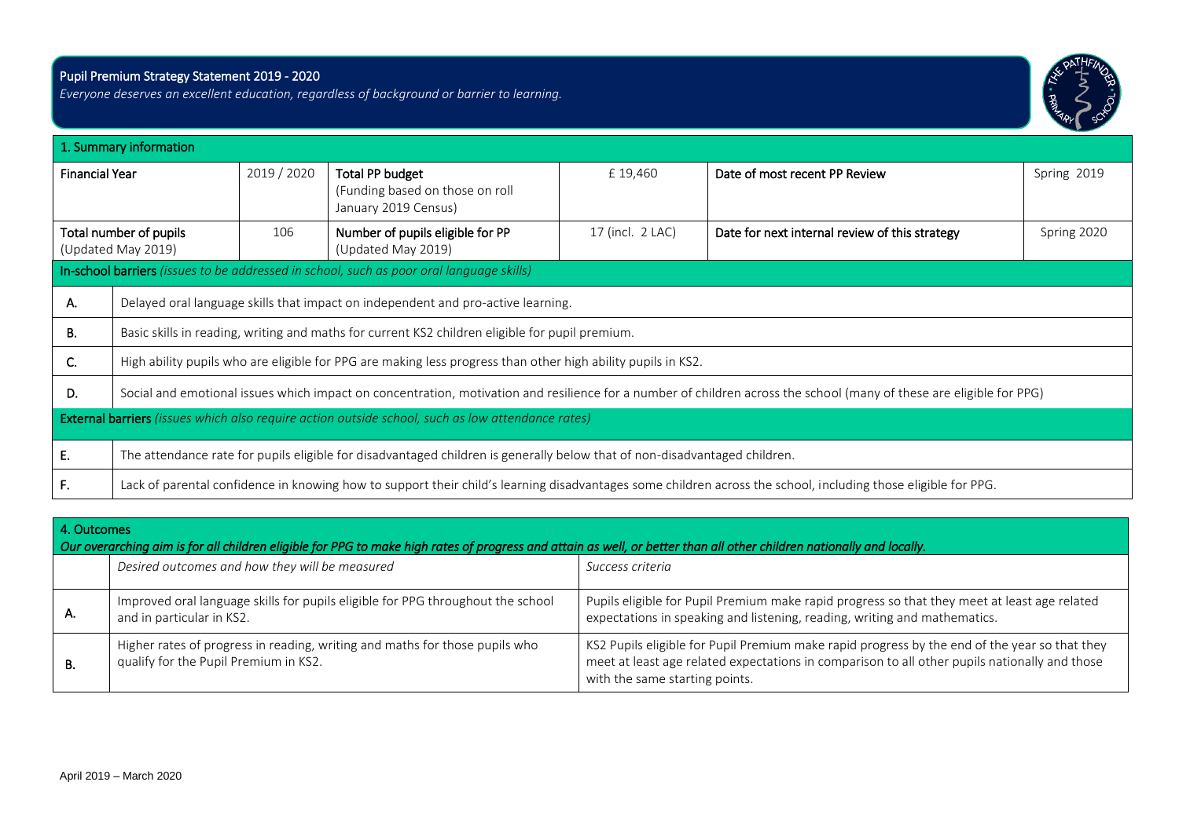# Pupil Premium Strategy Statement 2019 - 2020

*Everyone deserves an excellent education, regardless of background or barrier to learning.*

## 1. Summary information

| Financial Year | 2019 / 2020 | Total PP budget (Funding based on those on roll January 2019 Census) | £ 19,460 | Date of most recent PP Review | Spring 2019 |
|---|---|---|---|---|---|
| Total number of pupils (Updated May 2019) | 106 | Number of pupils eligible for PP (Updated May 2019) | 17 (incl. 2 LAC) | Date for next internal review of this strategy | Spring 2020 |

**In-school barriers** *(issues to be addressed in school, such as poor oral language skills)*

| | |
|---|---|
| A. | Delayed oral language skills that impact on independent and pro-active learning. |
| B. | Basic skills in reading, writing and maths for current KS2 children eligible for pupil premium. |
| C. | High ability pupils who are eligible for PPG are making less progress than other high ability pupils in KS2. |
| D. | Social and emotional issues which impact on concentration, motivation and resilience for a number of children across the school (many of these are eligible for PPG) |

**External barriers** *(issues which also require action outside school, such as low attendance rates)*

| | |
|---|---|
| E. | The attendance rate for pupils eligible for disadvantaged children is generally below that of non-disadvantaged children. |
| F. | Lack of parental confidence in knowing how to support their child's learning disadvantages some children across the school, including those eligible for PPG. |

## 4. Outcomes

*Our overarching aim is for all children eligible for PPG to make high rates of progress and attain as well, or better than all other children nationally and locally.*

| | *Desired outcomes and how they will be measured* | *Success criteria* |
|---|---|---|
| A. | Improved oral language skills for pupils eligible for PPG throughout the school and in particular in KS2. | Pupils eligible for Pupil Premium make rapid progress so that they meet at least age related expectations in speaking and listening, reading, writing and mathematics. |
| B. | Higher rates of progress in reading, writing and maths for those pupils who qualify for the Pupil Premium in KS2. | KS2 Pupils eligible for Pupil Premium make rapid progress by the end of the year so that they meet at least age related expectations in comparison to all other pupils nationally and those with the same starting points. |

April 2019 – March 2020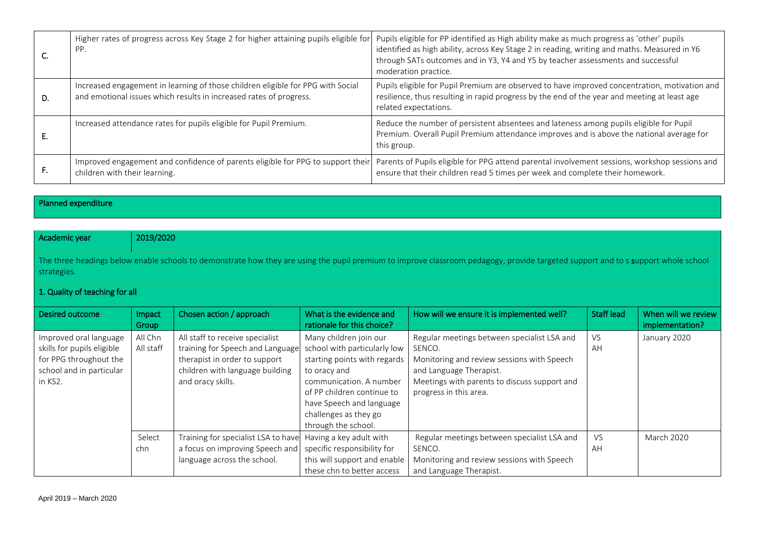| | | |
|---|---|---|
| C. | Higher rates of progress across Key Stage 2 for higher attaining pupils eligible for PP. | Pupils eligible for PP identified as High ability make as much progress as 'other' pupils identified as high ability, across Key Stage 2 in reading, writing and maths. Measured in Y6 through SATs outcomes and in Y3, Y4 and Y5 by teacher assessments and successful moderation practice. |
| D. | Increased engagement in learning of those children eligible for PPG with Social and emotional issues which results in increased rates of progress. | Pupils eligible for Pupil Premium are observed to have improved concentration, motivation and resilience, thus resulting in rapid progress by the end of the year and meeting at least age related expectations. |
| E. | Increased attendance rates for pupils eligible for Pupil Premium. | Reduce the number of persistent absentees and lateness among pupils eligible for Pupil Premium. Overall Pupil Premium attendance improves and is above the national average for this group. |
| F. | Improved engagement and confidence of parents eligible for PPG to support their children with their learning. | Parents of Pupils eligible for PPG attend parental involvement sessions, workshop sessions and ensure that their children read 5 times per week and complete their homework. |

## Planned expenditure

**Academic year** 2019/2020

The three headings below enable schools to demonstrate how they are using the pupil premium to improve classroom pedagogy, provide targeted support and to s support whole school strategies.

### 1. Quality of teaching for all

| Desired outcome | Impact Group | Chosen action / approach | What is the evidence and rationale for this choice? | How will we ensure it is implemented well? | Staff lead | When will we review implementation? |
|---|---|---|---|---|---|---|
| Improved oral language skills for pupils eligible for PPG throughout the school and in particular in KS2. | All Chn All staff | All staff to receive specialist training for Speech and Language therapist in order to support children with language building and oracy skills. | Many children join our school with particularly low starting points with regards to oracy and communication. A number of PP children continue to have Speech and language challenges as they go through the school. | Regular meetings between specialist LSA and SENCO.<br>Monitoring and review sessions with Speech and Language Therapist.<br>Meetings with parents to discuss support and progress in this area. | VS AH | January 2020 |
| | Select chn | Training for specialist LSA to have a focus on improving Speech and language across the school. | Having a key adult with specific responsibility for this will support and enable these chn to better access | Regular meetings between specialist LSA and SENCO.<br>Monitoring and review sessions with Speech and Language Therapist. | VS AH | March 2020 |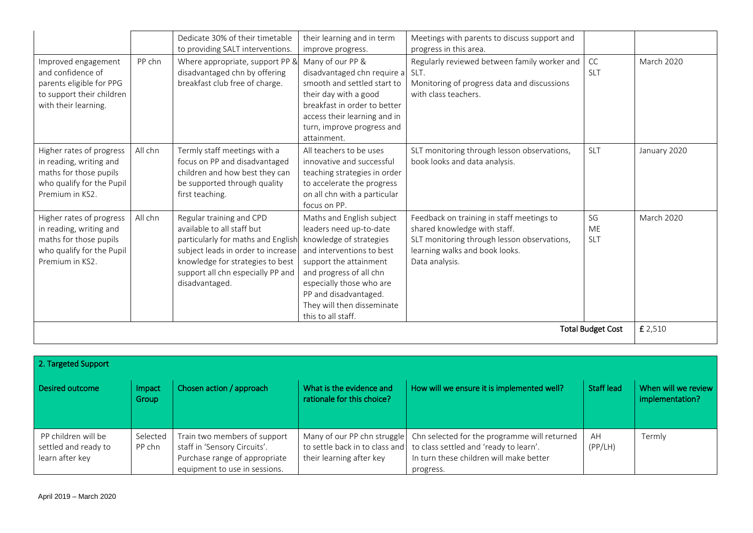| | | Dedicate 30% of their timetable to providing SALT interventions. | their learning and in term improve progress. | Meetings with parents to discuss support and progress in this area. | | |
|---|---|---|---|---|---|---|
| Improved engagement and confidence of parents eligible for PPG to support their children with their learning. | PP chn | Where appropriate, support PP & disadvantaged chn by offering breakfast club free of charge. | Many of our PP & disadvantaged chn require a smooth and settled start to their day with a good breakfast in order to better access their learning and in turn, improve progress and attainment. | Regularly reviewed between family worker and SLT. Monitoring of progress data and discussions with class teachers. | CC SLT | March 2020 |
| Higher rates of progress in reading, writing and maths for those pupils who qualify for the Pupil Premium in KS2. | All chn | Termly staff meetings with a focus on PP and disadvantaged children and how best they can be supported through quality first teaching. | All teachers to be uses innovative and successful teaching strategies in order to accelerate the progress on all chn with a particular focus on PP. | SLT monitoring through lesson observations, book looks and data analysis. | SLT | January 2020 |
| Higher rates of progress in reading, writing and maths for those pupils who qualify for the Pupil Premium in KS2. | All chn | Regular training and CPD available to all staff but particularly for maths and English subject leads in order to increase knowledge for strategies to best support all chn especially PP and disadvantaged. | Maths and English subject leaders need up-to-date knowledge of strategies and interventions to best support the attainment and progress of all chn especially those who are PP and disadvantaged. They will then disseminate this to all staff. | Feedback on training in staff meetings to shared knowledge with staff. SLT monitoring through lesson observations, learning walks and book looks. Data analysis. | SG ME SLT | March 2020 |
| | | | | | Total Budget Cost | £ 2,510 |

| 2. Targeted Support | | | | | | |
|---|---|---|---|---|---|---|
| Desired outcome | Impact Group | Chosen action / approach | What is the evidence and rationale for this choice? | How will we ensure it is implemented well? | Staff lead | When will we review implementation? |
| PP children will be settled and ready to learn after key | Selected PP chn | Train two members of support staff in 'Sensory Circuits'. Purchase range of appropriate equipment to use in sessions. | Many of our PP chn struggle to settle back in to class and their learning after key | Chn selected for the programme will returned to class settled and 'ready to learn'. In turn these children will make better progress. | AH (PP/LH) | Termly |

April 2019 – March 2020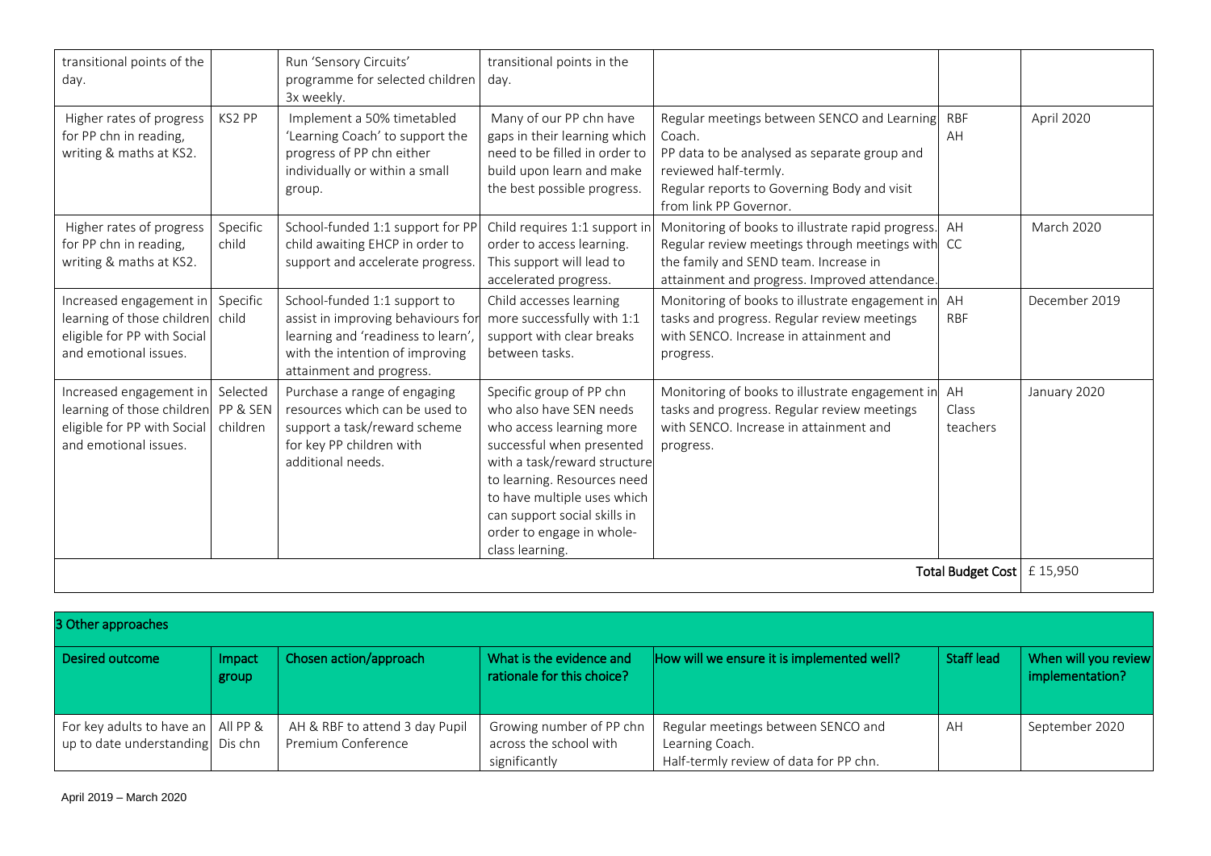| | | | | | | |
|---|---|---|---|---|---|---|
| transitional points of the day. | | Run 'Sensory Circuits' programme for selected children 3x weekly. | transitional points in the day. | | | |
| Higher rates of progress for PP chn in reading, writing & maths at KS2. | KS2 PP | Implement a 50% timetabled 'Learning Coach' to support the progress of PP chn either individually or within a small group. | Many of our PP chn have gaps in their learning which need to be filled in order to build upon learn and make the best possible progress. | Regular meetings between SENCO and Learning Coach.<br>PP data to be analysed as separate group and reviewed half-termly.<br>Regular reports to Governing Body and visit from link PP Governor. | RBF<br>AH | April 2020 |
| Higher rates of progress for PP chn in reading, writing & maths at KS2. | Specific child | School-funded 1:1 support for PP child awaiting EHCP in order to support and accelerate progress. | Child requires 1:1 support in order to access learning. This support will lead to accelerated progress. | Monitoring of books to illustrate rapid progress. Regular review meetings through meetings with the family and SEND team. Increase in attainment and progress. Improved attendance. | AH<br>CC | March 2020 |
| Increased engagement in learning of those children eligible for PP with Social and emotional issues. | Specific child | School-funded 1:1 support to assist in improving behaviours for learning and 'readiness to learn', with the intention of improving attainment and progress. | Child accesses learning more successfully with 1:1 support with clear breaks between tasks. | Monitoring of books to illustrate engagement in tasks and progress. Regular review meetings with SENCO. Increase in attainment and progress. | AH<br>RBF | December 2019 |
| Increased engagement in learning of those children eligible for PP with Social and emotional issues. | Selected PP & SEN children | Purchase a range of engaging resources which can be used to support a task/reward scheme for key PP children with additional needs. | Specific group of PP chn who also have SEN needs who access learning more successful when presented with a task/reward structure to learning. Resources need to have multiple uses which can support social skills in order to engage in whole-class learning. | Monitoring of books to illustrate engagement in tasks and progress. Regular review meetings with SENCO. Increase in attainment and progress. | AH<br>Class teachers | January 2020 |
| | | | | | **Total Budget Cost** | £ 15,950 |

| **3 Other approaches** | | | | | | |
|---|---|---|---|---|---|---|
| **Desired outcome** | **Impact group** | **Chosen action/approach** | **What is the evidence and rationale for this choice?** | **How will we ensure it is implemented well?** | **Staff lead** | **When will you review implementation?** |
| For key adults to have an up to date understanding | All PP & Dis chn | AH & RBF to attend 3 day Pupil Premium Conference | Growing number of PP chn across the school with significantly | Regular meetings between SENCO and Learning Coach.<br>Half-termly review of data for PP chn. | AH | September 2020 |

April 2019 – March 2020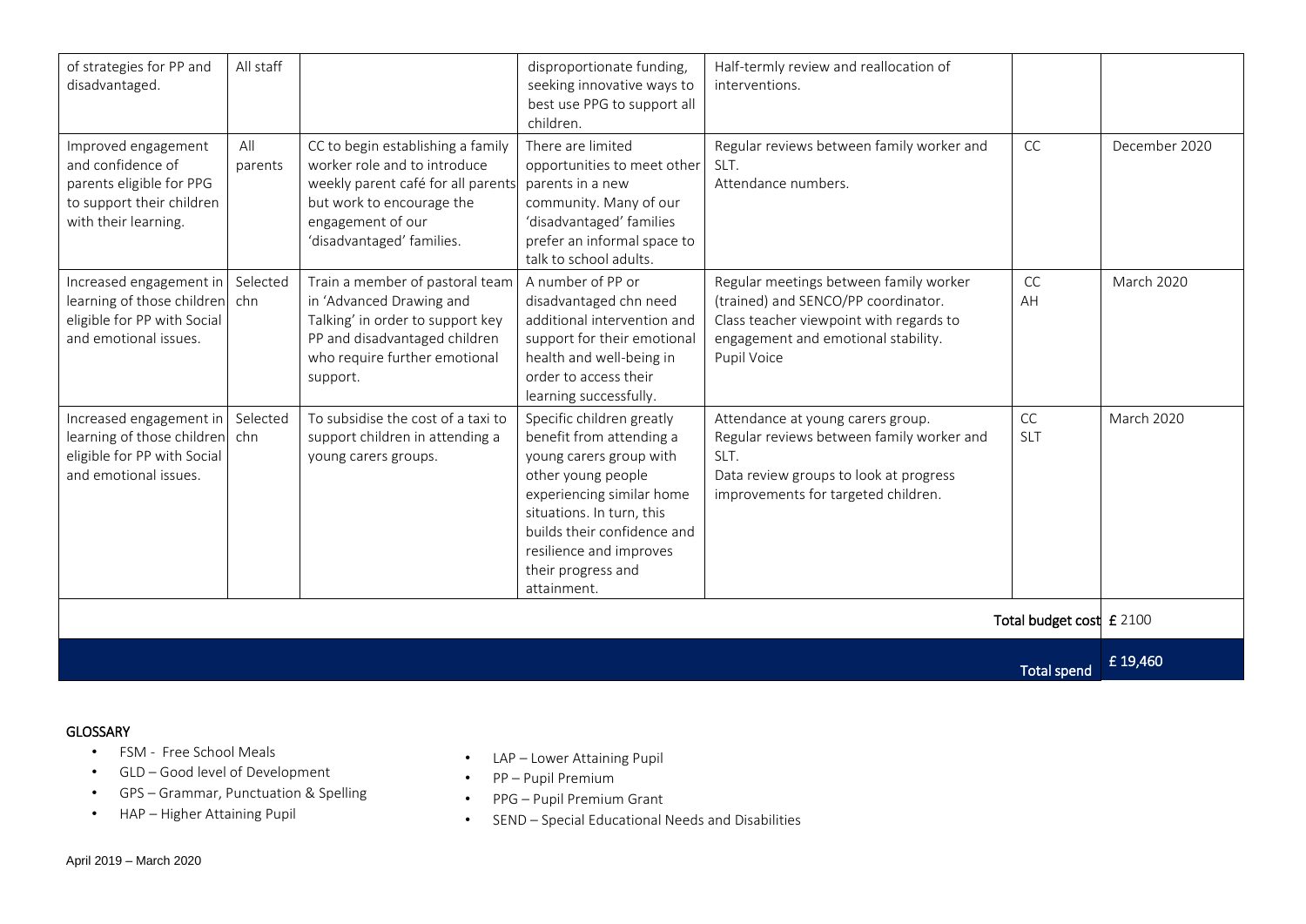| | | | | | | |
|---|---|---|---|---|---|---|
| of strategies for PP and disadvantaged. | All staff | | disproportionate funding, seeking innovative ways to best use PPG to support all children. | Half-termly review and reallocation of interventions. | | |
| Improved engagement and confidence of parents eligible for PPG to support their children with their learning. | All parents | CC to begin establishing a family worker role and to introduce weekly parent café for all parents but work to encourage the engagement of our 'disadvantaged' families. | There are limited opportunities to meet other parents in a new community. Many of our 'disadvantaged' families prefer an informal space to talk to school adults. | Regular reviews between family worker and SLT.<br>Attendance numbers. | CC | December 2020 |
| Increased engagement in learning of those children eligible for PP with Social and emotional issues. | Selected chn | Train a member of pastoral team in 'Advanced Drawing and Talking' in order to support key PP and disadvantaged children who require further emotional support. | A number of PP or disadvantaged chn need additional intervention and support for their emotional health and well-being in order to access their learning successfully. | Regular meetings between family worker (trained) and SENCO/PP coordinator.<br>Class teacher viewpoint with regards to engagement and emotional stability.<br>Pupil Voice | CC<br>AH | March 2020 |
| Increased engagement in learning of those children eligible for PP with Social and emotional issues. | Selected chn | To subsidise the cost of a taxi to support children in attending a young carers groups. | Specific children greatly benefit from attending a young carers group with other young people experiencing similar home situations. In turn, this builds their confidence and resilience and improves their progress and attainment. | Attendance at young carers group.<br>Regular reviews between family worker and SLT.<br>Data review groups to look at progress improvements for targeted children. | CC<br>SLT | March 2020 |
| | | | | | Total budget cost | £ 2100 |
| | | | | | Total spend | £ 19,460 |

**GLOSSARY**

- FSM - Free School Meals
- GLD – Good level of Development
- GPS – Grammar, Punctuation & Spelling
- HAP – Higher Attaining Pupil
- LAP – Lower Attaining Pupil
- PP – Pupil Premium
- PPG – Pupil Premium Grant
- SEND – Special Educational Needs and Disabilities

April 2019 – March 2020